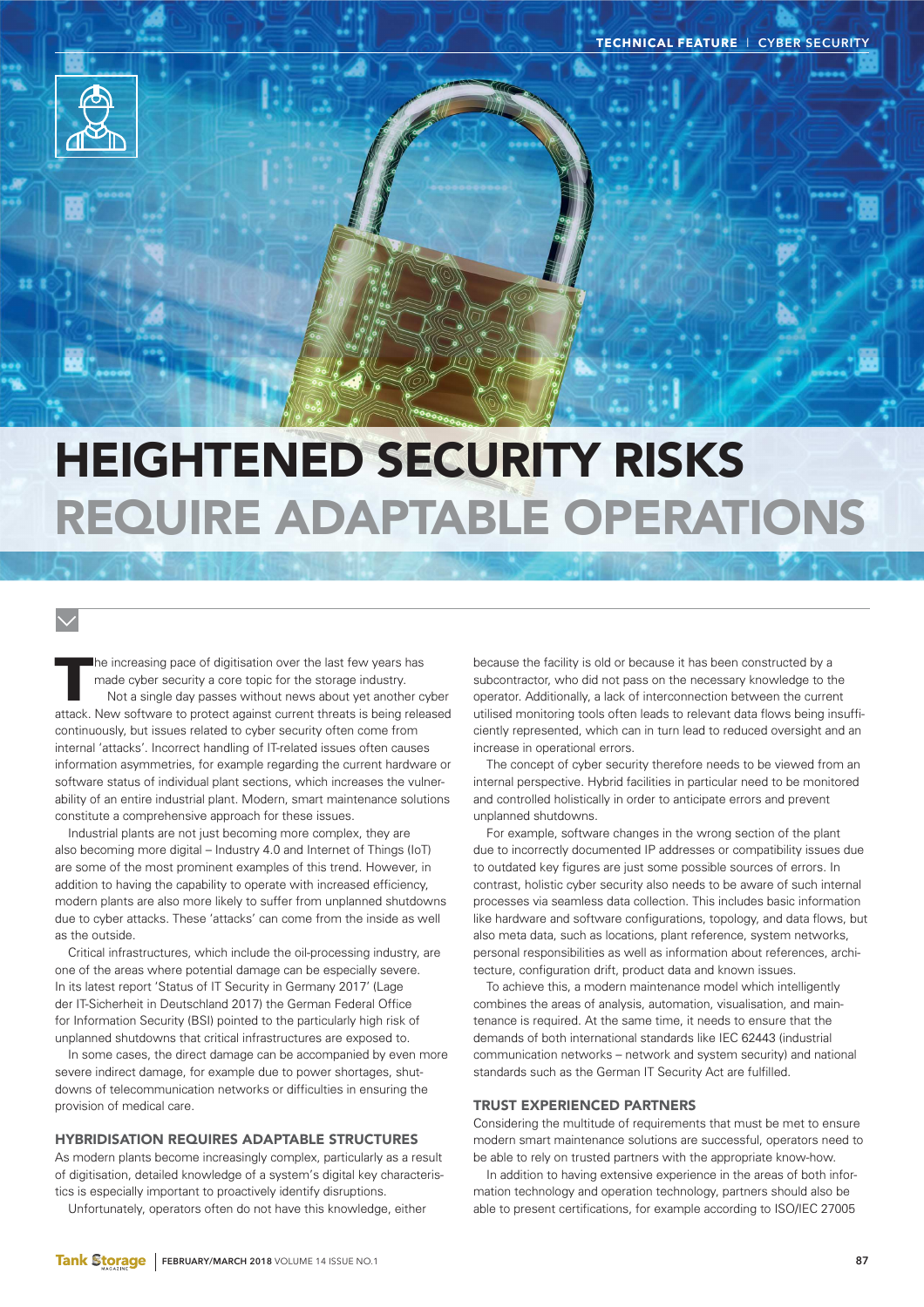# HEIGHTENED SECURITY RISKS REQUIRE ADAPTABLE OPERATIONS

The increasing pace of digitisation over the last few years has made cyber security a core topic for the storage industry.

Not a single day passes without news about yet another cyber attack. New software to protect against current threats is being released continuously, but issues related to cyber security often come from internal 'attacks'. Incorrect handling of IT-related issues often causes information asymmetries, for example regarding the current hardware or software status of individual plant sections, which increases the vulnerability of an entire industrial plant. Modern, smart maintenance solutions constitute a comprehensive approach for these issues.

Industrial plants are not just becoming more complex, they are also becoming more digital – Industry 4.0 and Internet of Things (IoT) are some of the most prominent examples of this trend. However, in addition to having the capability to operate with increased efficiency, modern plants are also more likely to suffer from unplanned shutdowns due to cyber attacks. These 'attacks' can come from the inside as well as the outside.

Critical infrastructures, which include the oil-processing industry, are one of the areas where potential damage can be especially severe. In its latest report 'Status of IT Security in Germany 2017' (Lage der IT-Sicherheit in Deutschland 2017) the German Federal Office for Information Security (BSI) pointed to the particularly high risk of unplanned shutdowns that critical infrastructures are exposed to.

In some cases, the direct damage can be accompanied by even more severe indirect damage, for example due to power shortages, shutdowns of telecommunication networks or difficulties in ensuring the provision of medical care.

## HYBRIDISATION REQUIRES ADAPTABLE STRUCTURES

As modern plants become increasingly complex, particularly as a result of digitisation, detailed knowledge of a system's digital key characteristics is especially important to proactively identify disruptions.

Unfortunately, operators often do not have this knowledge, either because the facility is old or because it has been constructed by a subcontractor, who did not pass on the necessary knowledge to the operator. Additionally, a lack of interconnection between the current utilised monitoring tools often leads to relevant data flows being insufficiently represented, which can in turn lead to reduced oversight and an increase in operational errors.

The concept of cyber security therefore needs to be viewed from an internal perspective. Hybrid facilities in particular need to be monitored and controlled holistically in order to anticipate errors and prevent unplanned shutdowns.

For example, software changes in the wrong section of the plant due to incorrectly documented IP addresses or compatibility issues due to outdated key figures are just some possible sources of errors. In contrast, holistic cyber security also needs to be aware of such internal processes via seamless data collection. This includes basic information like hardware and software configurations, topology, and data flows, but also meta data, such as locations, plant reference, system networks, personal responsibilities as well as information about references, architecture, configuration drift, product data and known issues.

To achieve this, a modern maintenance model which intelligently combines the areas of analysis, automation, visualisation, and maintenance is required. At the same time, it needs to ensure that the demands of both international standards like IEC 62443 (industrial communication networks – network and system security) and national standards such as the German IT Security Act are fulfilled.

## TRUST EXPERIENCED PARTNERS

Considering the multitude of requirements that must be met to ensure modern smart maintenance solutions are successful, operators need to be able to rely on trusted partners with the appropriate know-how.

In addition to having extensive experience in the areas of both information technology and operation technology, partners should also be able to present certifications, for example according to ISO/IEC 27005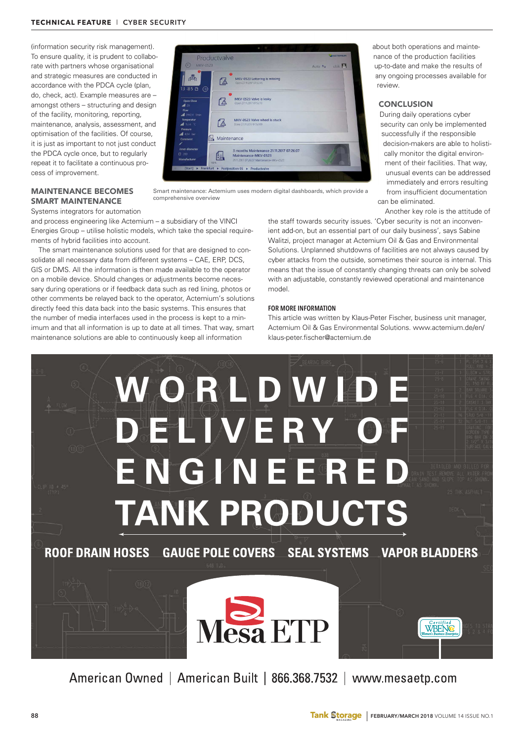(information security risk management). To ensure quality, it is prudent to collaborate with partners whose organisational and strategic measures are conducted in accordance with the PDCA cycle (plan, do, check, act). Example measures are – amongst others – structuring and design of the facility, monitoring, reporting, maintenance, analysis, assessment, and optimisation of the facilities. Of course, it is just as important to not just conduct the PDCA cycle once, but to regularly repeat it to facilitate a continuous process of improvement.

Smart maintenance: Actemium uses modern digital dashboards, which provide a comprehensive overview

## MAINTENANCE BECOMES SMART MAINTENANCE

Systems integrators for automation and process engineering like Actemium – a subsidiary of the VINCI Energies Group – utilise holistic models, which take the special requirements of hybrid facilities into account.

The smart maintenance solutions used for that are designed to consolidate all necessary data from different systems – CAE, ERP, DCS, GIS or DMS. All the information is then made available to the operator on a mobile device. Should changes or adjustments become necessary during operations or if feedback data such as red lining, photos or other comments be relayed back to the operator, Actemium's solutions directly feed this data back into the basic systems. This ensures that the number of media interfaces used in the process is kept to a minimum and that all information is up to date at all times. That way, smart maintenance solutions are able to continuously keep all information about both operations and maintenance of the production facilities up-to-date and make the results of any ongoing processes available for review.

## CONCLUSION

During daily operations cyber security can only be implemented successfully if the responsible decision-makers are able to holistically monitor the digital environment of their facilities. That way, unusual events can be addressed immediately and errors resulting from insufficient documentation can be eliminated.

Another key role is the attitude of the staff towards security issues. 'Cyber security is not an inconvenient add-on, but an essential part of our daily business', says Sabine Walitzi, project manager at Actemium Oil & Gas and Environmental Solutions. Unplanned shutdowns of facilities are not always caused by cyber attacks from the outside, sometimes their source is internal. This means that the issue of constantly changing threats can only be solved with an adjustable, constantly reviewed operational and maintenance model.

### FOR MORE INFORMATION

This article was written by Klaus-Peter Fischer, business unit manager, Actemium Oil & Gas Environmental Solutions. www.actemium.de/en/ klaus-peter.fischer@actemium.de

WORLDWIDE DELIVERY OF ENGINEERED TANK PRODUCTS

ROOF DRAIN HOSES GAUGE POLE COVERS SEAL SYSTEMS VAPOR BLADDERS

Mesa ETP

American Owned | American Built | 866.368.7532 | www.mesaetp.com